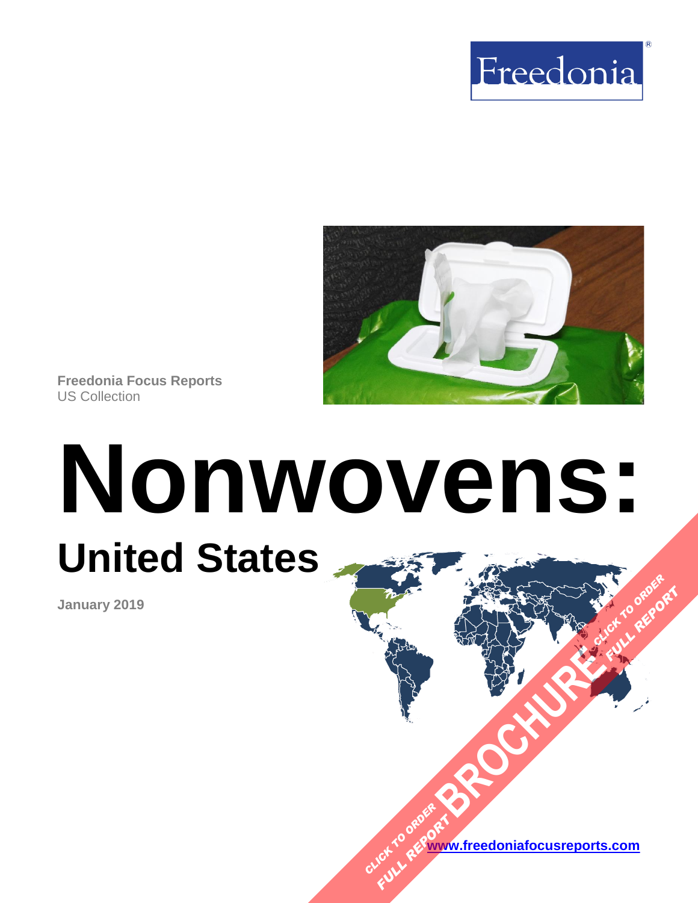Freedonia®

Freedonia Focus Reports
US Collection

# Nonwovens:

## United States

**January 2019**

CLICK TO ORDER FULL REPORT BROCHURE CLICK TO ORDER FULL REPORT

[www.freedoniafocusreports.com](www.freedoniafocusreports.com)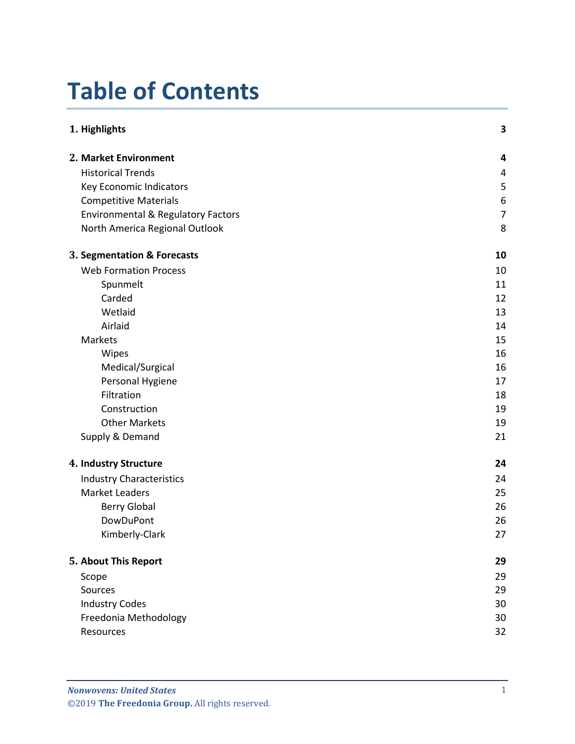# Table of Contents

| | |
|---|---|
| **1. Highlights** | **3** |
| **2. Market Environment** | **4** |
| Historical Trends | 4 |
| Key Economic Indicators | 5 |
| Competitive Materials | 6 |
| Environmental & Regulatory Factors | 7 |
| North America Regional Outlook | 8 |
| **3. Segmentation & Forecasts** | **10** |
| Web Formation Process | 10 |
| Spunmelt | 11 |
| Carded | 12 |
| Wetlaid | 13 |
| Airlaid | 14 |
| Markets | 15 |
| Wipes | 16 |
| Medical/Surgical | 16 |
| Personal Hygiene | 17 |
| Filtration | 18 |
| Construction | 19 |
| Other Markets | 19 |
| Supply & Demand | 21 |
| **4. Industry Structure** | **24** |
| Industry Characteristics | 24 |
| Market Leaders | 25 |
| Berry Global | 26 |
| DowDuPont | 26 |
| Kimberly-Clark | 27 |
| **5. About This Report** | **29** |
| Scope | 29 |
| Sources | 29 |
| Industry Codes | 30 |
| Freedonia Methodology | 30 |
| Resources | 32 |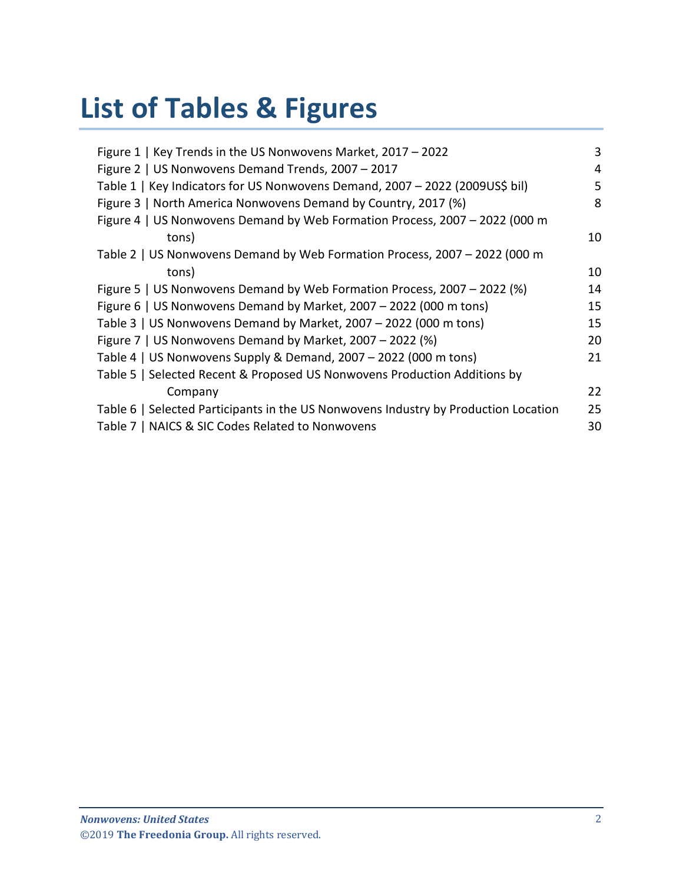# List of Tables & Figures

| | |
|---|---|
| Figure 1 \| Key Trends in the US Nonwovens Market, 2017 – 2022 | 3 |
| Figure 2 \| US Nonwovens Demand Trends, 2007 – 2017 | 4 |
| Table 1 \| Key Indicators for US Nonwovens Demand, 2007 – 2022 (2009US$ bil) | 5 |
| Figure 3 \| North America Nonwovens Demand by Country, 2017 (%) | 8 |
| Figure 4 \| US Nonwovens Demand by Web Formation Process, 2007 – 2022 (000 m tons) | 10 |
| Table 2 \| US Nonwovens Demand by Web Formation Process, 2007 – 2022 (000 m tons) | 10 |
| Figure 5 \| US Nonwovens Demand by Web Formation Process, 2007 – 2022 (%) | 14 |
| Figure 6 \| US Nonwovens Demand by Market, 2007 – 2022 (000 m tons) | 15 |
| Table 3 \| US Nonwovens Demand by Market, 2007 – 2022 (000 m tons) | 15 |
| Figure 7 \| US Nonwovens Demand by Market, 2007 – 2022 (%) | 20 |
| Table 4 \| US Nonwovens Supply & Demand, 2007 – 2022 (000 m tons) | 21 |
| Table 5 \| Selected Recent & Proposed US Nonwovens Production Additions by Company | 22 |
| Table 6 \| Selected Participants in the US Nonwovens Industry by Production Location | 25 |
| Table 7 \| NAICS & SIC Codes Related to Nonwovens | 30 |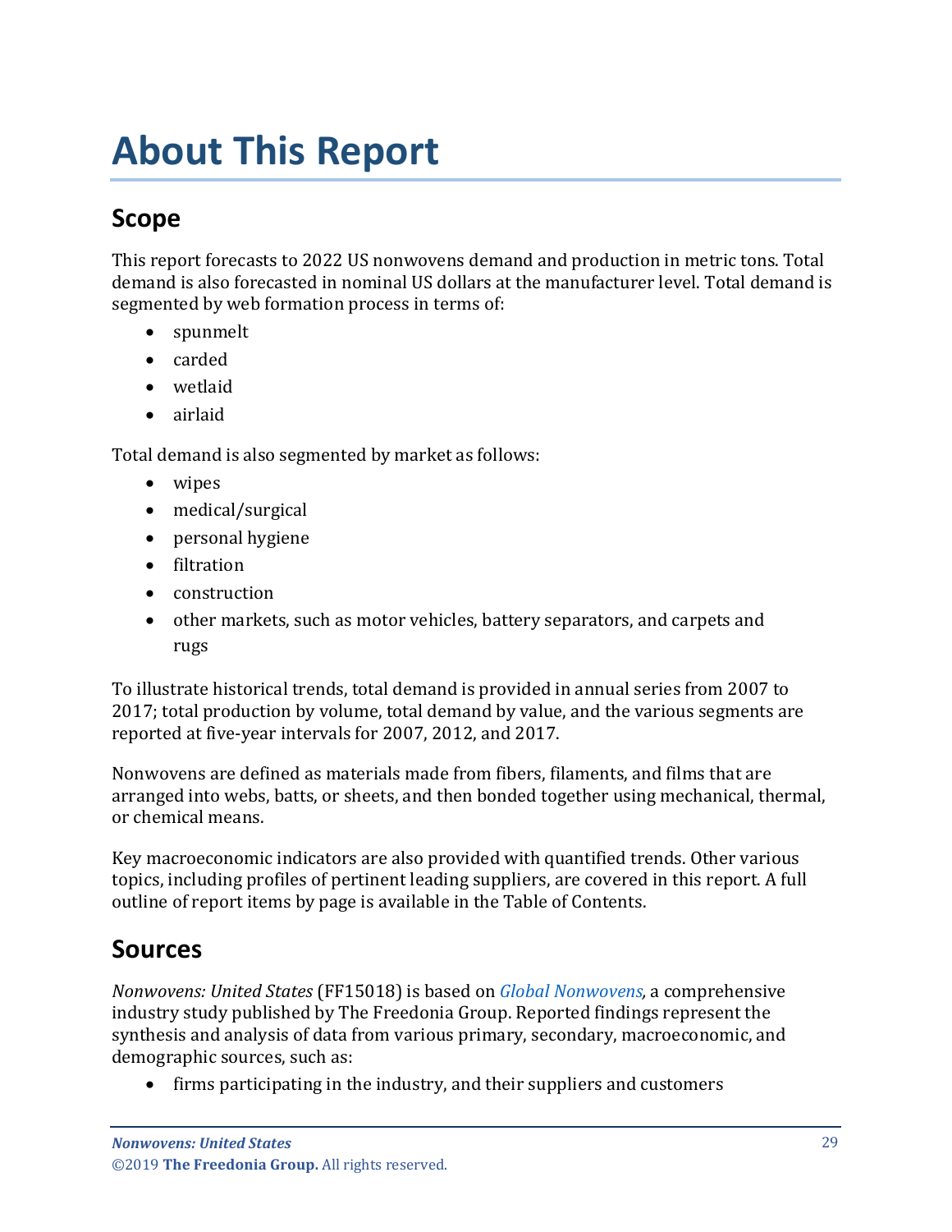# About This Report

## Scope

This report forecasts to 2022 US nonwovens demand and production in metric tons. Total demand is also forecasted in nominal US dollars at the manufacturer level. Total demand is segmented by web formation process in terms of:

- spunmelt
- carded
- wetlaid
- airlaid

Total demand is also segmented by market as follows:

- wipes
- medical/surgical
- personal hygiene
- filtration
- construction
- other markets, such as motor vehicles, battery separators, and carpets and rugs

To illustrate historical trends, total demand is provided in annual series from 2007 to 2017; total production by volume, total demand by value, and the various segments are reported at five-year intervals for 2007, 2012, and 2017.

Nonwovens are defined as materials made from fibers, filaments, and films that are arranged into webs, batts, or sheets, and then bonded together using mechanical, thermal, or chemical means.

Key macroeconomic indicators are also provided with quantified trends. Other various topics, including profiles of pertinent leading suppliers, are covered in this report. A full outline of report items by page is available in the Table of Contents.

## Sources

*Nonwovens: United States* (FF15018) is based on *Global Nonwovens*, a comprehensive industry study published by The Freedonia Group. Reported findings represent the synthesis and analysis of data from various primary, secondary, macroeconomic, and demographic sources, such as:

- firms participating in the industry, and their suppliers and customers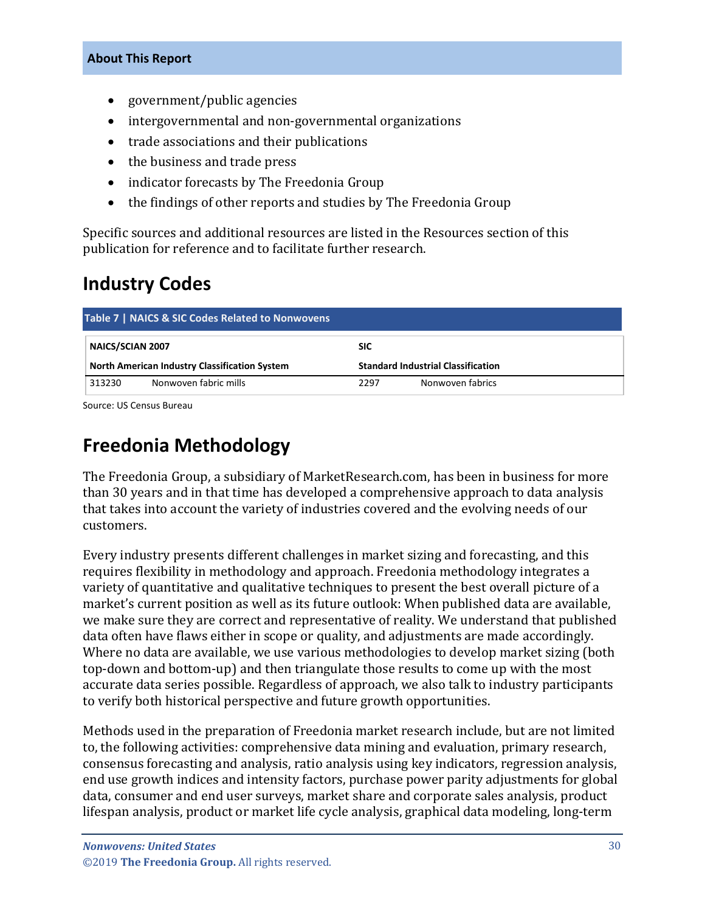- government/public agencies
- intergovernmental and non-governmental organizations
- trade associations and their publications
- the business and trade press
- indicator forecasts by The Freedonia Group
- the findings of other reports and studies by The Freedonia Group

Specific sources and additional resources are listed in the Resources section of this publication for reference and to facilitate further research.

## Industry Codes

**Table 7 | NAICS & SIC Codes Related to Nonwovens**

| NAICS/SCIAN 2007 | | SIC | |
|---|---|---|---|
| **North American Industry Classification System** | | **Standard Industrial Classification** | |
| 313230 | Nonwoven fabric mills | 2297 | Nonwoven fabrics |

Source: US Census Bureau

## Freedonia Methodology

The Freedonia Group, a subsidiary of MarketResearch.com, has been in business for more than 30 years and in that time has developed a comprehensive approach to data analysis that takes into account the variety of industries covered and the evolving needs of our customers.

Every industry presents different challenges in market sizing and forecasting, and this requires flexibility in methodology and approach. Freedonia methodology integrates a variety of quantitative and qualitative techniques to present the best overall picture of a market's current position as well as its future outlook: When published data are available, we make sure they are correct and representative of reality. We understand that published data often have flaws either in scope or quality, and adjustments are made accordingly. Where no data are available, we use various methodologies to develop market sizing (both top-down and bottom-up) and then triangulate those results to come up with the most accurate data series possible. Regardless of approach, we also talk to industry participants to verify both historical perspective and future growth opportunities.

Methods used in the preparation of Freedonia market research include, but are not limited to, the following activities: comprehensive data mining and evaluation, primary research, consensus forecasting and analysis, ratio analysis using key indicators, regression analysis, end use growth indices and intensity factors, purchase power parity adjustments for global data, consumer and end user surveys, market share and corporate sales analysis, product lifespan analysis, product or market life cycle analysis, graphical data modeling, long-term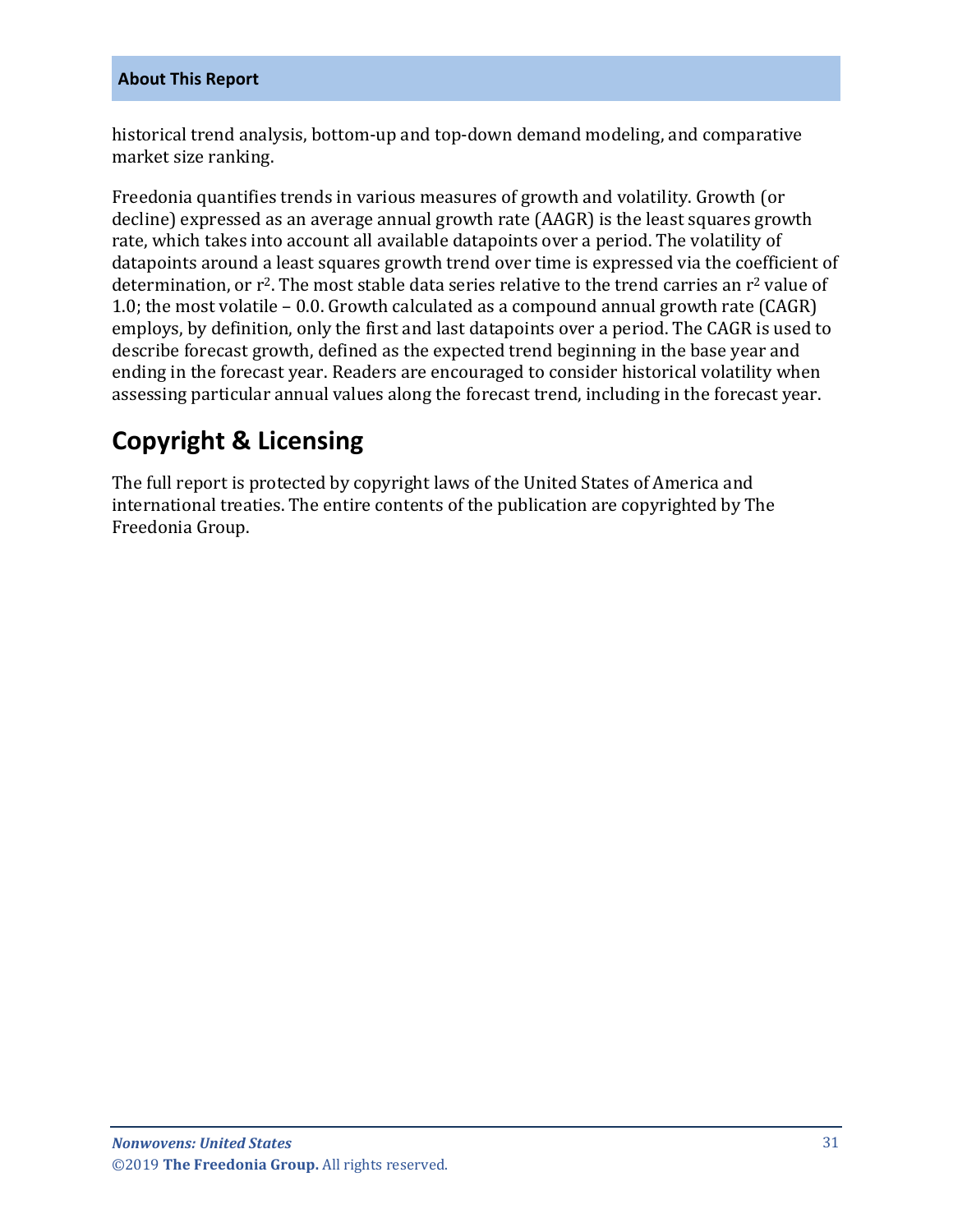historical trend analysis, bottom-up and top-down demand modeling, and comparative market size ranking.

Freedonia quantifies trends in various measures of growth and volatility. Growth (or decline) expressed as an average annual growth rate (AAGR) is the least squares growth rate, which takes into account all available datapoints over a period. The volatility of datapoints around a least squares growth trend over time is expressed via the coefficient of determination, or $r^2$. The most stable data series relative to the trend carries an $r^2$ value of 1.0; the most volatile – 0.0. Growth calculated as a compound annual growth rate (CAGR) employs, by definition, only the first and last datapoints over a period. The CAGR is used to describe forecast growth, defined as the expected trend beginning in the base year and ending in the forecast year. Readers are encouraged to consider historical volatility when assessing particular annual values along the forecast trend, including in the forecast year.

## Copyright & Licensing

The full report is protected by copyright laws of the United States of America and international treaties. The entire contents of the publication are copyrighted by The Freedonia Group.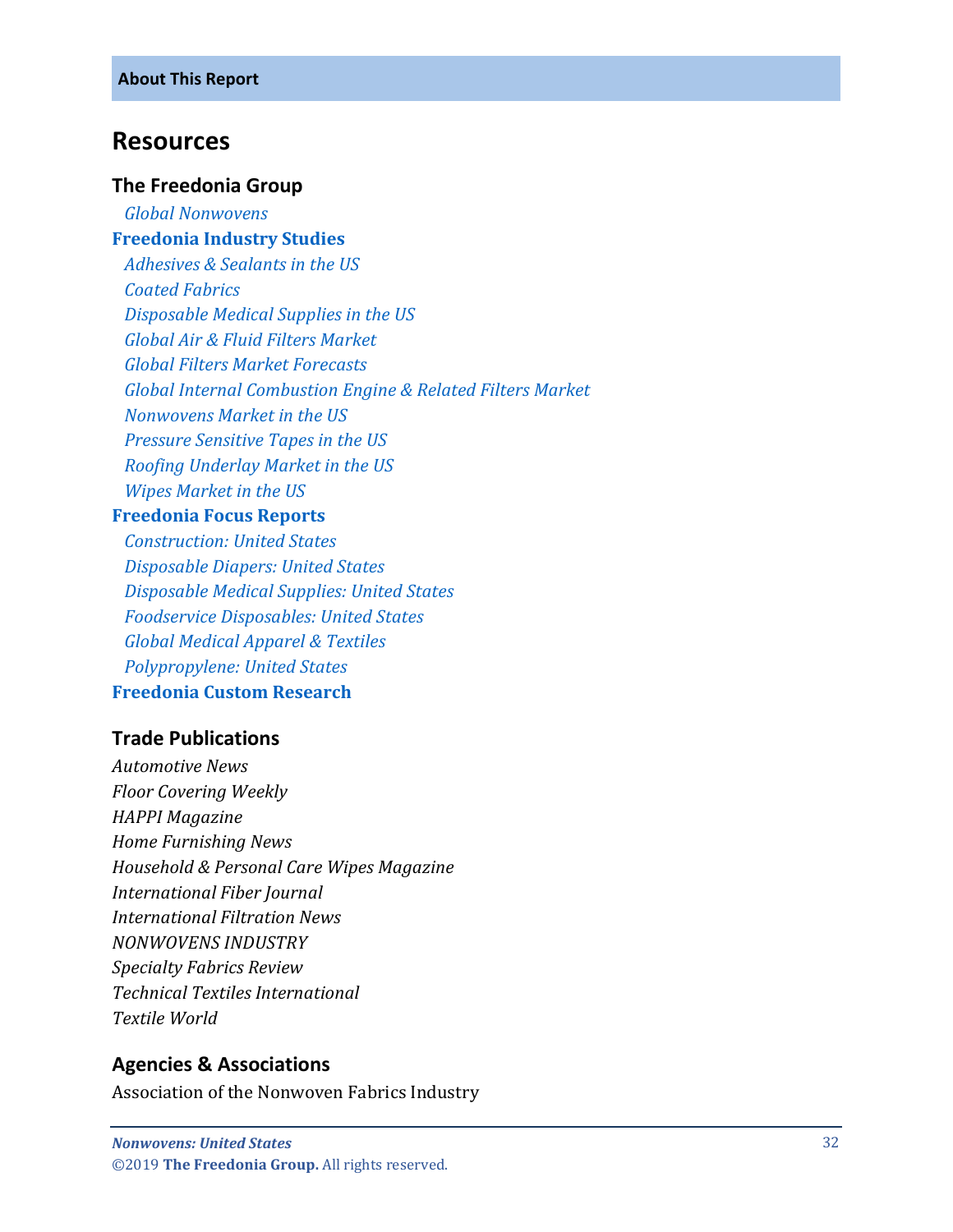**About This Report**

# Resources

### The Freedonia Group

*Global Nonwovens*

**Freedonia Industry Studies**

*Adhesives & Sealants in the US*
*Coated Fabrics*
*Disposable Medical Supplies in the US*
*Global Air & Fluid Filters Market*
*Global Filters Market Forecasts*
*Global Internal Combustion Engine & Related Filters Market*
*Nonwovens Market in the US*
*Pressure Sensitive Tapes in the US*
*Roofing Underlay Market in the US*
*Wipes Market in the US*

**Freedonia Focus Reports**

*Construction: United States*
*Disposable Diapers: United States*
*Disposable Medical Supplies: United States*
*Foodservice Disposables: United States*
*Global Medical Apparel & Textiles*
*Polypropylene: United States*

**Freedonia Custom Research**

### Trade Publications

*Automotive News*
*Floor Covering Weekly*
*HAPPI Magazine*
*Home Furnishing News*
*Household & Personal Care Wipes Magazine*
*International Fiber Journal*
*International Filtration News*
*NONWOVENS INDUSTRY*
*Specialty Fabrics Review*
*Technical Textiles International*
*Textile World*

### Agencies & Associations

Association of the Nonwoven Fabrics Industry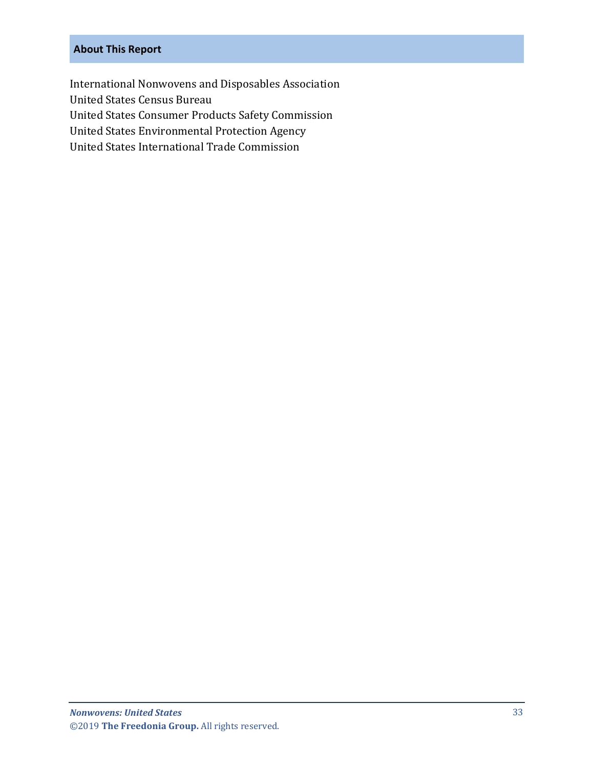## About This Report

International Nonwovens and Disposables Association
United States Census Bureau
United States Consumer Products Safety Commission
United States Environmental Protection Agency
United States International Trade Commission